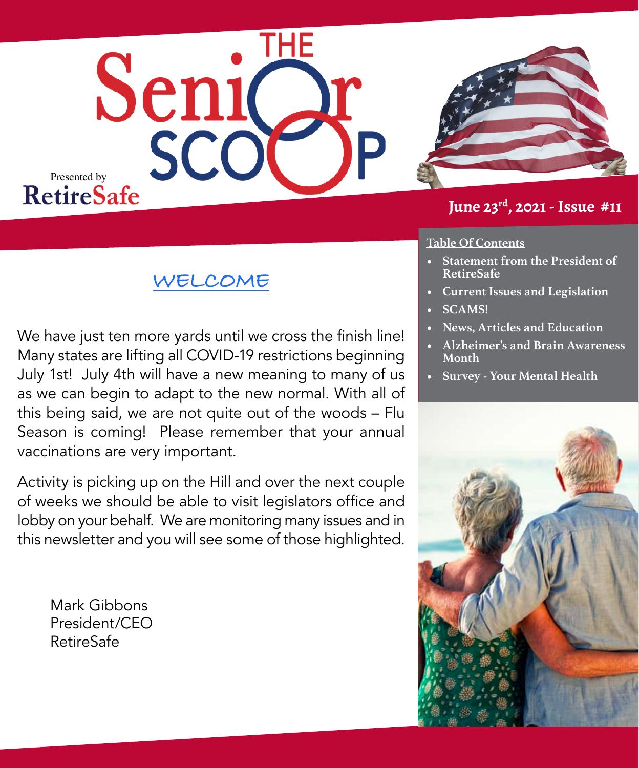# THE Senior SCOOP

Presented by **RetireSafe**

**June 23rd, 2021 - Issue #11**

**Table Of Contents**

- **Statement from the President of RetireSafe**
- **Current Issues and Legislation**
- **SCAMS!**
- **News, Articles and Education**
- **Alzheimer's and Brain Awareness Month**
- **Survey - Your Mental Health**

## WELCOME

We have just ten more yards until we cross the finish line! Many states are lifting all COVID-19 restrictions beginning July 1st! July 4th will have a new meaning to many of us as we can begin to adapt to the new normal. With all of this being said, we are not quite out of the woods – Flu Season is coming! Please remember that your annual vaccinations are very important.

Activity is picking up on the Hill and over the next couple of weeks we should be able to visit legislators office and lobby on your behalf. We are monitoring many issues and in this newsletter and you will see some of those highlighted.

Mark Gibbons
President/CEO
RetireSafe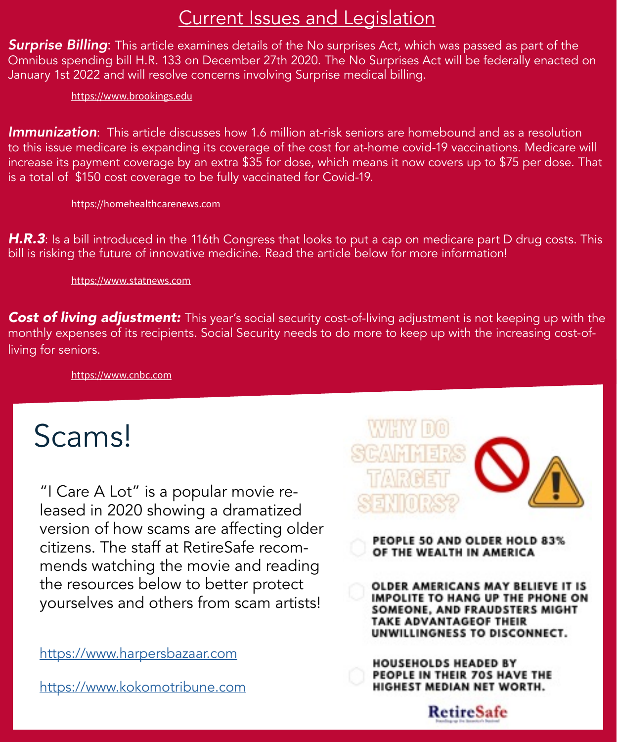## Current Issues and Legislation

***Surprise Billing***: This article examines details of the No surprises Act, which was passed as part of the Omnibus spending bill H.R. 133 on December 27th 2020. The No Surprises Act will be federally enacted on January 1st 2022 and will resolve concerns involving Surprise medical billing.

https://www.brookings.edu

***Immunization***: This article discusses how 1.6 million at-risk seniors are homebound and as a resolution to this issue medicare is expanding its coverage of the cost for at-home covid-19 vaccinations. Medicare will increase its payment coverage by an extra $35 for dose, which means it now covers up to $75 per dose. That is a total of $150 cost coverage to be fully vaccinated for Covid-19.

https://homehealthcarenews.com

***H.R.3***: Is a bill introduced in the 116th Congress that looks to put a cap on medicare part D drug costs. This bill is risking the future of innovative medicine. Read the article below for more information!

https://www.statnews.com

***Cost of living adjustment:*** This year's social security cost-of-living adjustment is not keeping up with the monthly expenses of its recipients. Social Security needs to do more to keep up with the increasing cost-of-living for seniors.

https://www.cnbc.com

# Scams!

"I Care A Lot" is a popular movie released in 2020 showing a dramatized version of how scams are affecting older citizens. The staff at RetireSafe recommends watching the movie and reading the resources below to better protect yourselves and others from scam artists!

https://www.harpersbazaar.com

https://www.kokomotribune.com

**WHY DO SCAMMERS TARGET SENIORS?**

- **PEOPLE 50 AND OLDER HOLD 83% OF THE WEALTH IN AMERICA**
- **OLDER AMERICANS MAY BELIEVE IT IS IMPOLITE TO HANG UP THE PHONE ON SOMEONE, AND FRAUDSTERS MIGHT TAKE ADVANTAGEOF THEIR UNWILLINGNESS TO DISCONNECT.**
- **HOUSEHOLDS HEADED BY PEOPLE IN THEIR 70S HAVE THE HIGHEST MEDIAN NET WORTH.**

RetireSafe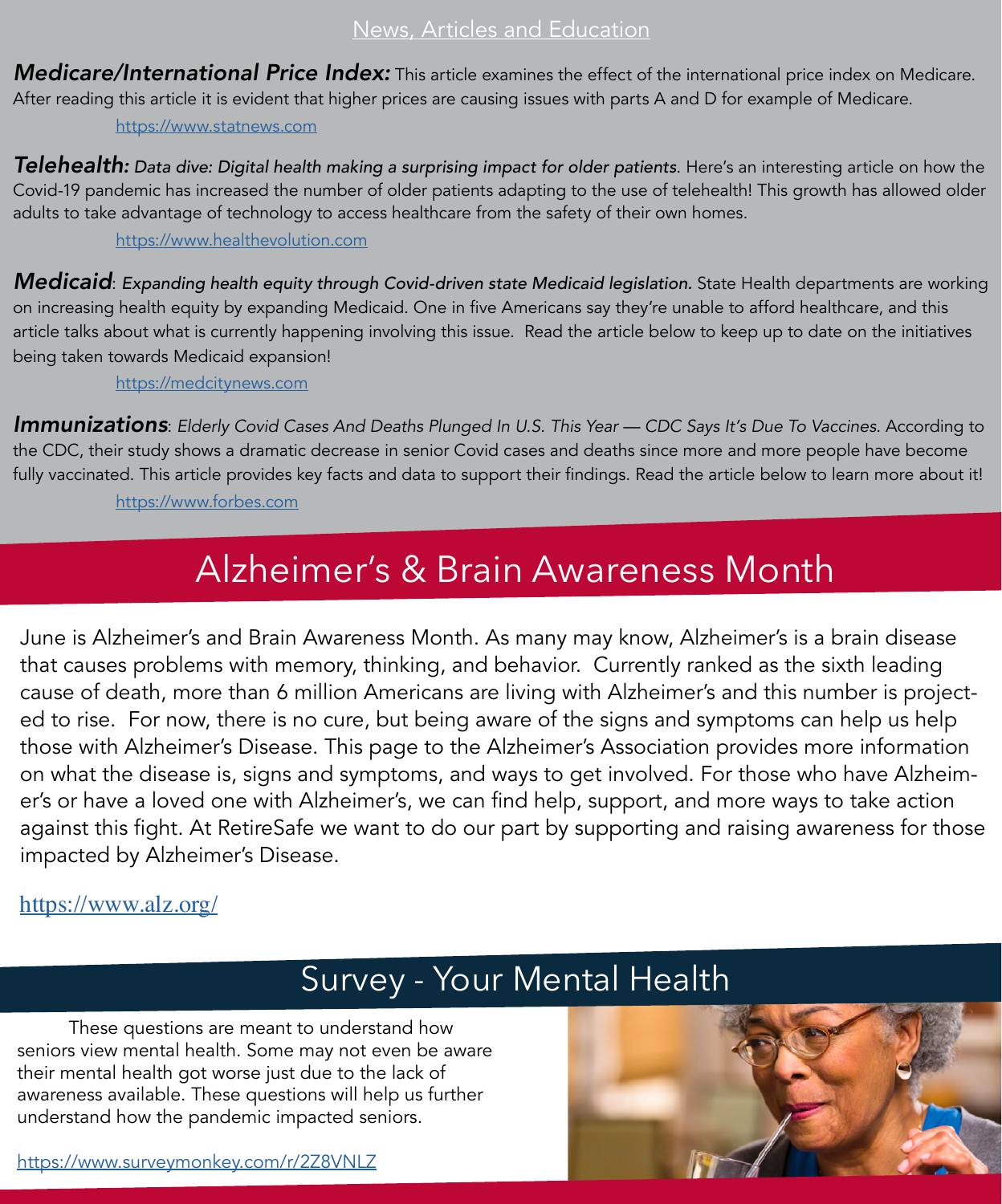## News, Articles and Education

***Medicare/International Price Index:*** This article examines the effect of the international price index on Medicare. After reading this article it is evident that higher prices are causing issues with parts A and D for example of Medicare.

https://www.statnews.com

***Telehealth:*** *Data dive: Digital health making a surprising impact for older patients*. Here's an interesting article on how the Covid-19 pandemic has increased the number of older patients adapting to the use of telehealth! This growth has allowed older adults to take advantage of technology to access healthcare from the safety of their own homes.

https://www.healthevolution.com

***Medicaid***: *Expanding health equity through Covid-driven state Medicaid legislation.* State Health departments are working on increasing health equity by expanding Medicaid. One in five Americans say they're unable to afford healthcare, and this article talks about what is currently happening involving this issue. Read the article below to keep up to date on the initiatives being taken towards Medicaid expansion!

https://medcitynews.com

***Immunizations***: *Elderly Covid Cases And Deaths Plunged In U.S. This Year — CDC Says It's Due To Vaccines.* According to the CDC, their study shows a dramatic decrease in senior Covid cases and deaths since more and more people have become fully vaccinated. This article provides key facts and data to support their findings. Read the article below to learn more about it!

https://www.forbes.com

# Alzheimer's & Brain Awareness Month

June is Alzheimer's and Brain Awareness Month. As many may know, Alzheimer's is a brain disease that causes problems with memory, thinking, and behavior. Currently ranked as the sixth leading cause of death, more than 6 million Americans are living with Alzheimer's and this number is projected to rise. For now, there is no cure, but being aware of the signs and symptoms can help us help those with Alzheimer's Disease. This page to the Alzheimer's Association provides more information on what the disease is, signs and symptoms, and ways to get involved. For those who have Alzheimer's or have a loved one with Alzheimer's, we can find help, support, and more ways to take action against this fight. At RetireSafe we want to do our part by supporting and raising awareness for those impacted by Alzheimer's Disease.

https://www.alz.org/

# Survey - Your Mental Health

These questions are meant to understand how seniors view mental health. Some may not even be aware their mental health got worse just due to the lack of awareness available. These questions will help us further understand how the pandemic impacted seniors.

https://www.surveymonkey.com/r/2Z8VNLZ